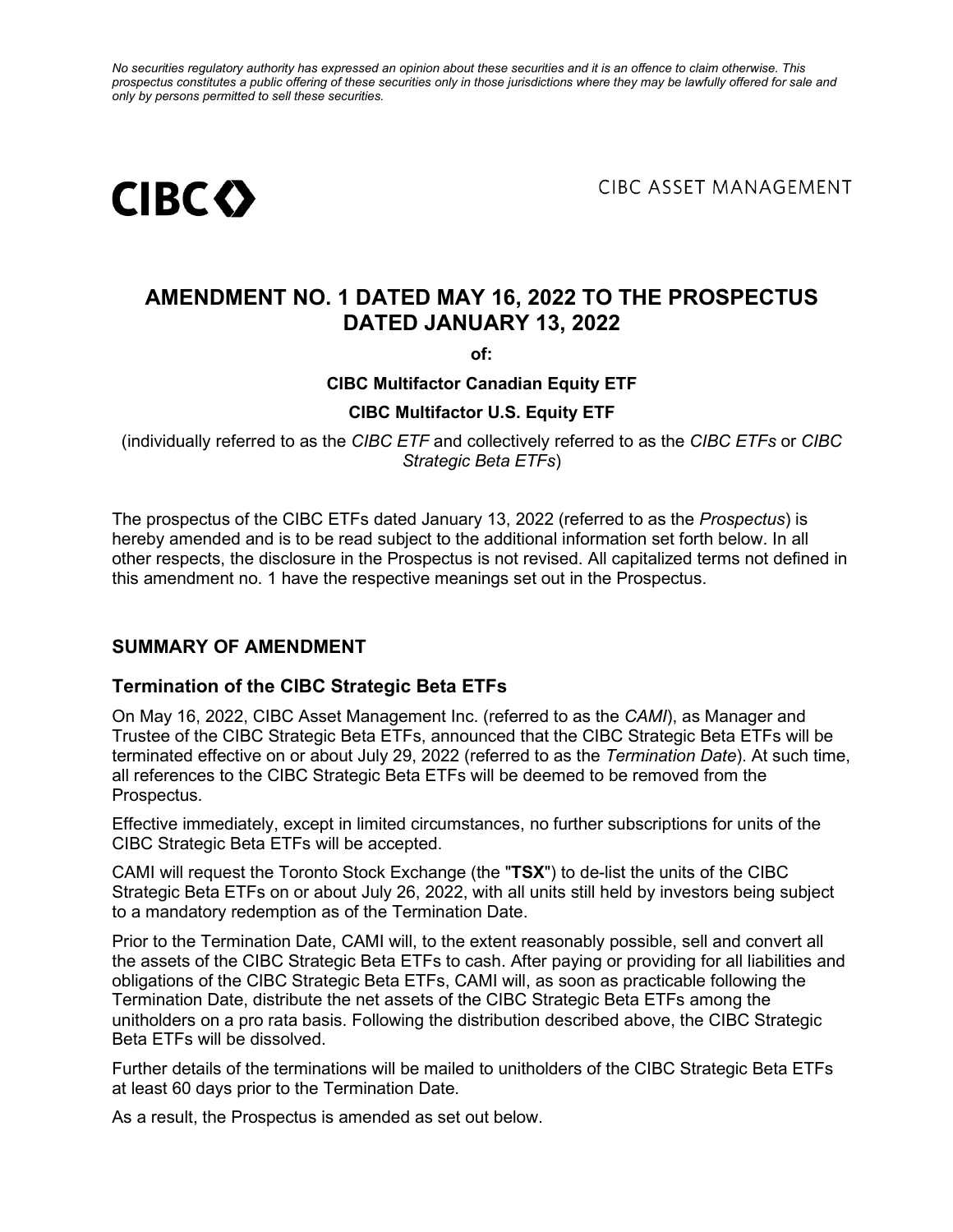*No securities regulatory authority has expressed an opinion about these securities and it is an offence to claim otherwise. This prospectus constitutes a public offering of these securities only in those jurisdictions where they may be lawfully offered for sale and only by persons permitted to sell these securities.*

CIBC

CIBC ASSET MANAGEMENT

# AMENDMENT NO. 1 DATED MAY 16, 2022 TO THE PROSPECTUS DATED JANUARY 13, 2022

**of:**

**CIBC Multifactor Canadian Equity ETF**

**CIBC Multifactor U.S. Equity ETF**

(individually referred to as the *CIBC ETF* and collectively referred to as the *CIBC ETFs* or *CIBC Strategic Beta ETFs*)

The prospectus of the CIBC ETFs dated January 13, 2022 (referred to as the *Prospectus*) is hereby amended and is to be read subject to the additional information set forth below. In all other respects, the disclosure in the Prospectus is not revised. All capitalized terms not defined in this amendment no. 1 have the respective meanings set out in the Prospectus.

## SUMMARY OF AMENDMENT

### Termination of the CIBC Strategic Beta ETFs

On May 16, 2022, CIBC Asset Management Inc. (referred to as the *CAMI*), as Manager and Trustee of the CIBC Strategic Beta ETFs, announced that the CIBC Strategic Beta ETFs will be terminated effective on or about July 29, 2022 (referred to as the *Termination Date*). At such time, all references to the CIBC Strategic Beta ETFs will be deemed to be removed from the Prospectus.

Effective immediately, except in limited circumstances, no further subscriptions for units of the CIBC Strategic Beta ETFs will be accepted.

CAMI will request the Toronto Stock Exchange (the "**TSX**") to de-list the units of the CIBC Strategic Beta ETFs on or about July 26, 2022, with all units still held by investors being subject to a mandatory redemption as of the Termination Date.

Prior to the Termination Date, CAMI will, to the extent reasonably possible, sell and convert all the assets of the CIBC Strategic Beta ETFs to cash. After paying or providing for all liabilities and obligations of the CIBC Strategic Beta ETFs, CAMI will, as soon as practicable following the Termination Date, distribute the net assets of the CIBC Strategic Beta ETFs among the unitholders on a pro rata basis. Following the distribution described above, the CIBC Strategic Beta ETFs will be dissolved.

Further details of the terminations will be mailed to unitholders of the CIBC Strategic Beta ETFs at least 60 days prior to the Termination Date.

As a result, the Prospectus is amended as set out below.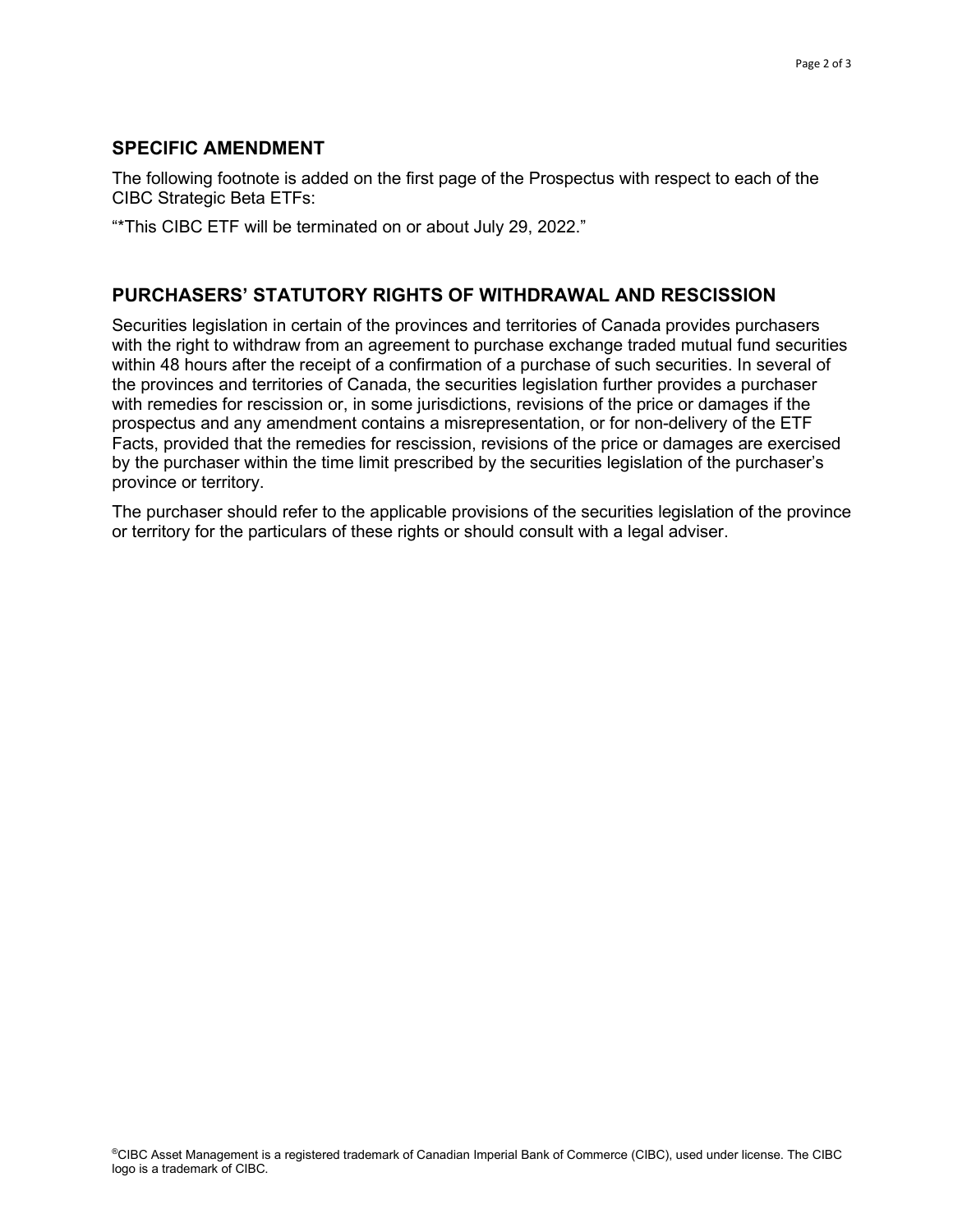## SPECIFIC AMENDMENT

The following footnote is added on the first page of the Prospectus with respect to each of the CIBC Strategic Beta ETFs:

"*This CIBC ETF will be terminated on or about July 29, 2022."

## PURCHASERS' STATUTORY RIGHTS OF WITHDRAWAL AND RESCISSION

Securities legislation in certain of the provinces and territories of Canada provides purchasers with the right to withdraw from an agreement to purchase exchange traded mutual fund securities within 48 hours after the receipt of a confirmation of a purchase of such securities. In several of the provinces and territories of Canada, the securities legislation further provides a purchaser with remedies for rescission or, in some jurisdictions, revisions of the price or damages if the prospectus and any amendment contains a misrepresentation, or for non-delivery of the ETF Facts, provided that the remedies for rescission, revisions of the price or damages are exercised by the purchaser within the time limit prescribed by the securities legislation of the purchaser's province or territory.

The purchaser should refer to the applicable provisions of the securities legislation of the province or territory for the particulars of these rights or should consult with a legal adviser.

®CIBC Asset Management is a registered trademark of Canadian Imperial Bank of Commerce (CIBC), used under license. The CIBC logo is a trademark of CIBC.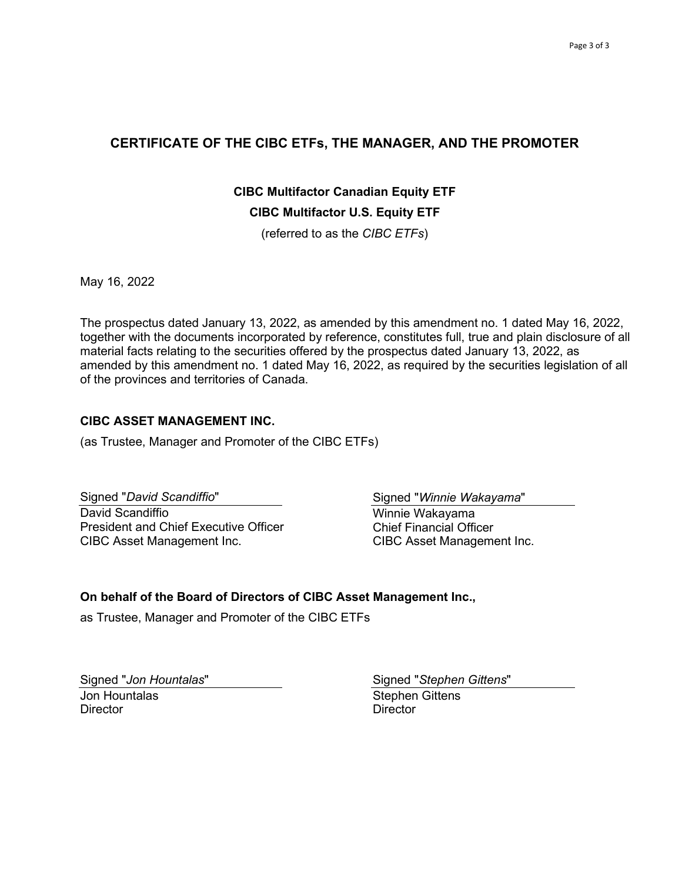## CERTIFICATE OF THE CIBC ETFs, THE MANAGER, AND THE PROMOTER

**CIBC Multifactor Canadian Equity ETF**

**CIBC Multifactor U.S. Equity ETF**

(referred to as the *CIBC ETFs*)

May 16, 2022

The prospectus dated January 13, 2022, as amended by this amendment no. 1 dated May 16, 2022, together with the documents incorporated by reference, constitutes full, true and plain disclosure of all material facts relating to the securities offered by the prospectus dated January 13, 2022, as amended by this amendment no. 1 dated May 16, 2022, as required by the securities legislation of all of the provinces and territories of Canada.

**CIBC ASSET MANAGEMENT INC.**

(as Trustee, Manager and Promoter of the CIBC ETFs)

Signed "*David Scandiffio*"
David Scandiffio
President and Chief Executive Officer
CIBC Asset Management Inc.

Signed "*Winnie Wakayama*"
Winnie Wakayama
Chief Financial Officer
CIBC Asset Management Inc.

**On behalf of the Board of Directors of CIBC Asset Management Inc.,**

as Trustee, Manager and Promoter of the CIBC ETFs

Signed "*Jon Hountalas*"
Jon Hountalas
Director

Signed "*Stephen Gittens*"
Stephen Gittens
Director